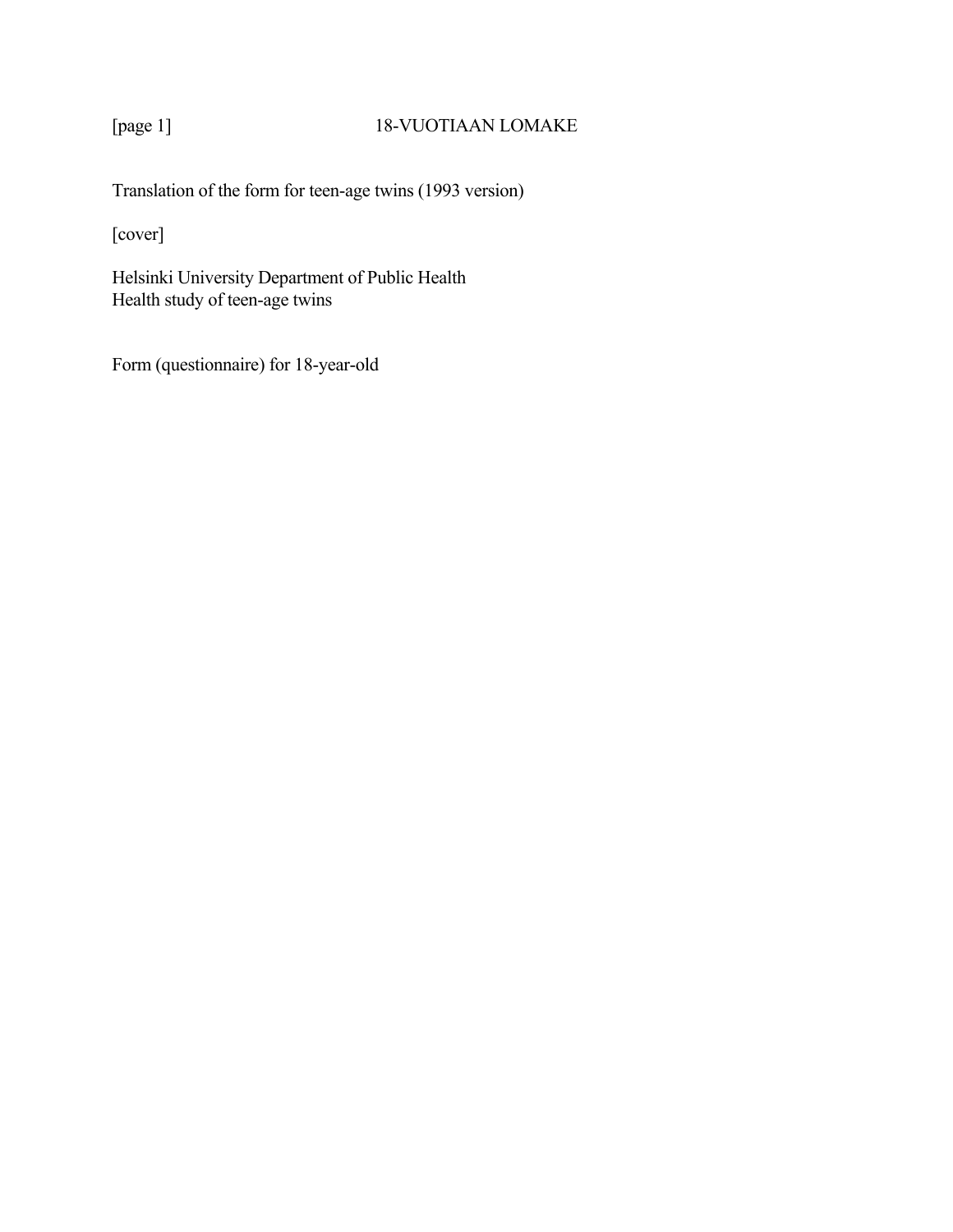[page 1] 18-VUOTIAAN LOMAKE

Translation of the form for teen-age twins (1993 version)

[cover]

Helsinki University Department of Public Health
Health study of teen-age twins

Form (questionnaire) for 18-year-old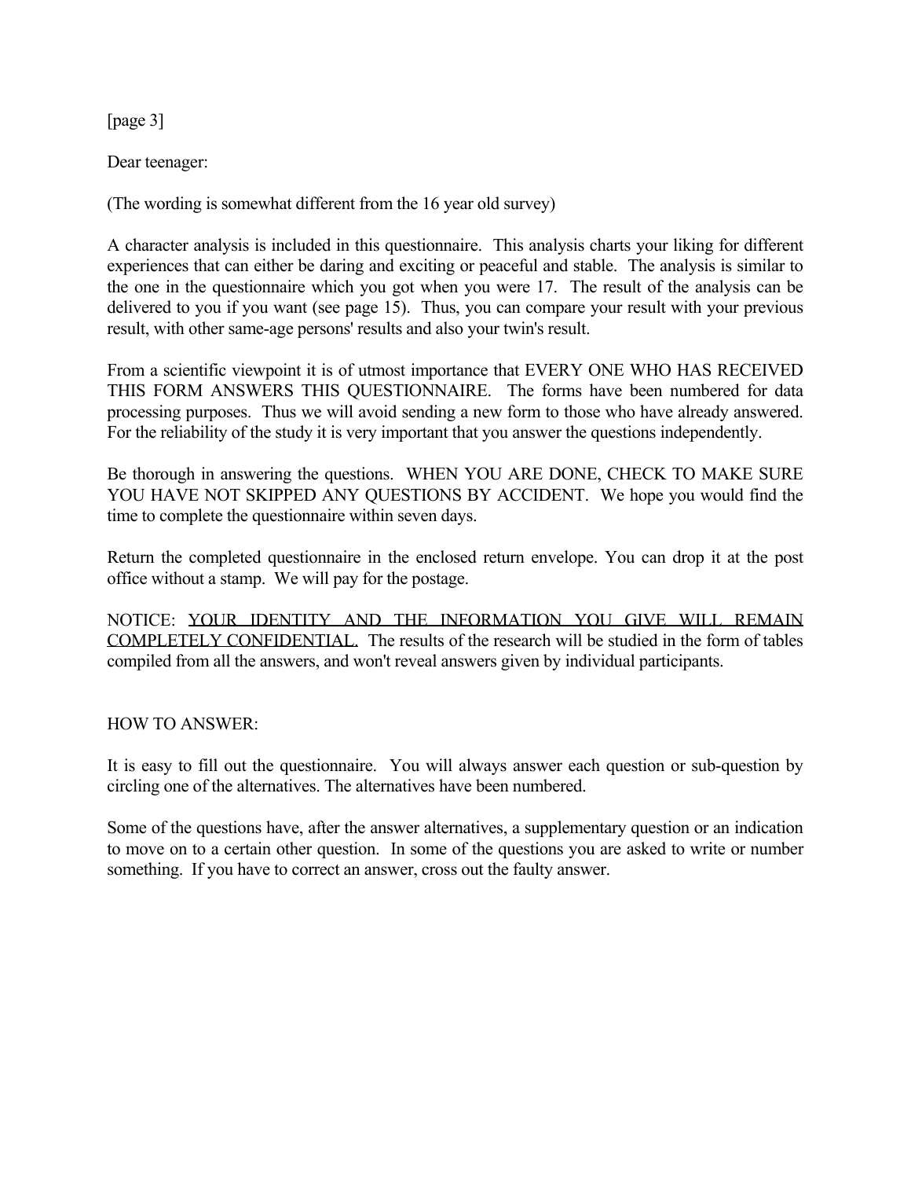[page 3]

Dear teenager:

(The wording is somewhat different from the 16 year old survey)

A character analysis is included in this questionnaire. This analysis charts your liking for different experiences that can either be daring and exciting or peaceful and stable. The analysis is similar to the one in the questionnaire which you got when you were 17. The result of the analysis can be delivered to you if you want (see page 15). Thus, you can compare your result with your previous result, with other same-age persons' results and also your twin's result.

From a scientific viewpoint it is of utmost importance that EVERY ONE WHO HAS RECEIVED THIS FORM ANSWERS THIS QUESTIONNAIRE. The forms have been numbered for data processing purposes. Thus we will avoid sending a new form to those who have already answered. For the reliability of the study it is very important that you answer the questions independently.

Be thorough in answering the questions. WHEN YOU ARE DONE, CHECK TO MAKE SURE YOU HAVE NOT SKIPPED ANY QUESTIONS BY ACCIDENT. We hope you would find the time to complete the questionnaire within seven days.

Return the completed questionnaire in the enclosed return envelope. You can drop it at the post office without a stamp. We will pay for the postage.

NOTICE: <u>YOUR IDENTITY AND THE INFORMATION YOU GIVE WILL REMAIN COMPLETELY CONFIDENTIAL.</u> The results of the research will be studied in the form of tables compiled from all the answers, and won't reveal answers given by individual participants.

HOW TO ANSWER:

It is easy to fill out the questionnaire. You will always answer each question or sub-question by circling one of the alternatives. The alternatives have been numbered.

Some of the questions have, after the answer alternatives, a supplementary question or an indication to move on to a certain other question. In some of the questions you are asked to write or number something. If you have to correct an answer, cross out the faulty answer.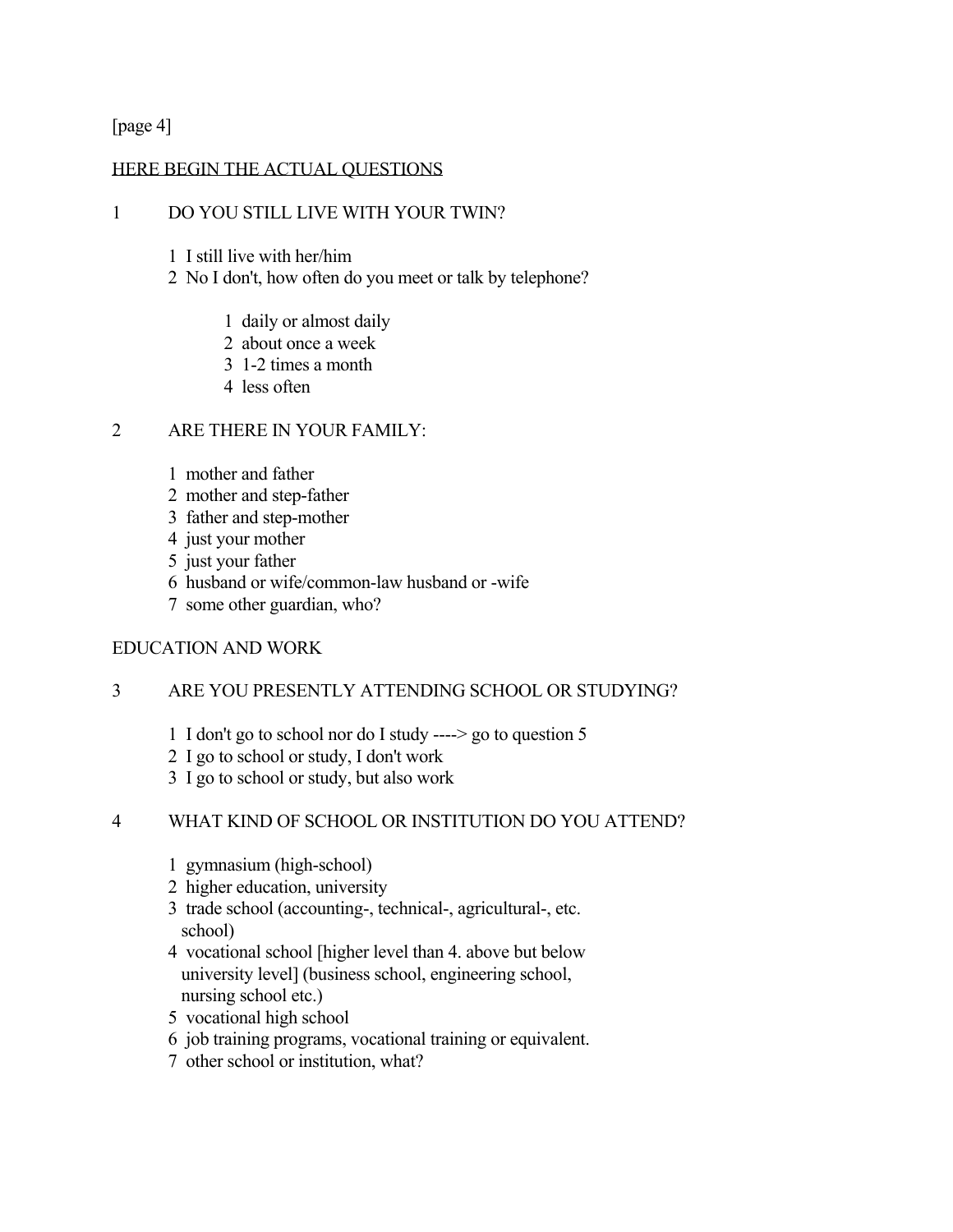[page 4]

<u>HERE BEGIN THE ACTUAL QUESTIONS</u>

1 DO YOU STILL LIVE WITH YOUR TWIN?

1 I still live with her/him
2 No I don't, how often do you meet or talk by telephone?

1 daily or almost daily
2 about once a week
3 1-2 times a month
4 less often

2 ARE THERE IN YOUR FAMILY:

1 mother and father
2 mother and step-father
3 father and step-mother
4 just your mother
5 just your father
6 husband or wife/common-law husband or -wife
7 some other guardian, who?

EDUCATION AND WORK

3 ARE YOU PRESENTLY ATTENDING SCHOOL OR STUDYING?

1 I don't go to school nor do I study ----> go to question 5
2 I go to school or study, I don't work
3 I go to school or study, but also work

4 WHAT KIND OF SCHOOL OR INSTITUTION DO YOU ATTEND?

1 gymnasium (high-school)
2 higher education, university
3 trade school (accounting-, technical-, agricultural-, etc. school)
4 vocational school [higher level than 4. above but below university level] (business school, engineering school, nursing school etc.)
5 vocational high school
6 job training programs, vocational training or equivalent.
7 other school or institution, what?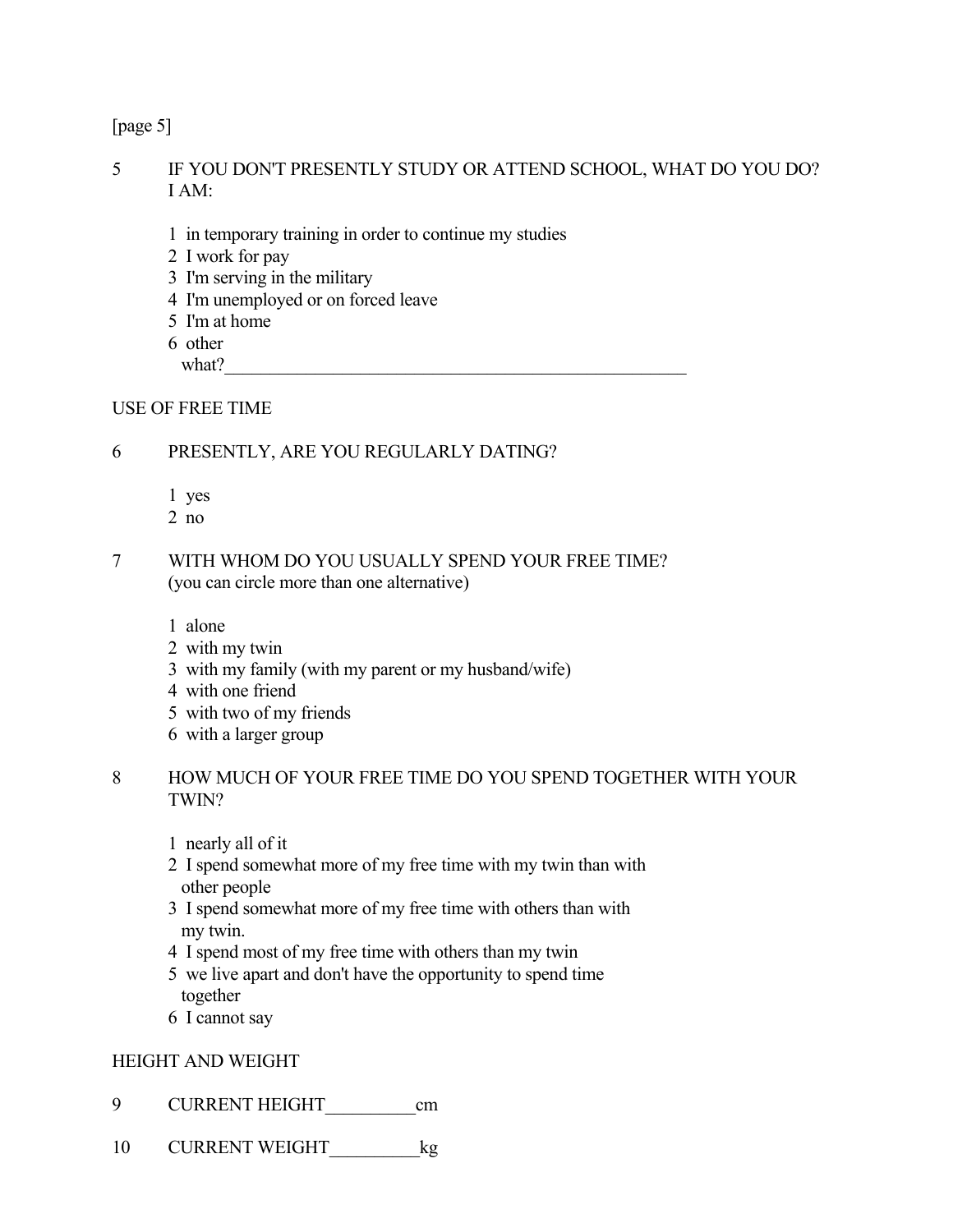[page 5]

5 IF YOU DON'T PRESENTLY STUDY OR ATTEND SCHOOL, WHAT DO YOU DO? I AM:

1 in temporary training in order to continue my studies
2 I work for pay
3 I'm serving in the military
4 I'm unemployed or on forced leave
5 I'm at home
6 other
what?_____________________________________________________

USE OF FREE TIME

6 PRESENTLY, ARE YOU REGULARLY DATING?

1 yes
2 no

7 WITH WHOM DO YOU USUALLY SPEND YOUR FREE TIME? (you can circle more than one alternative)

1 alone
2 with my twin
3 with my family (with my parent or my husband/wife)
4 with one friend
5 with two of my friends
6 with a larger group

8 HOW MUCH OF YOUR FREE TIME DO YOU SPEND TOGETHER WITH YOUR TWIN?

1 nearly all of it
2 I spend somewhat more of my free time with my twin than with other people
3 I spend somewhat more of my free time with others than with my twin.
4 I spend most of my free time with others than my twin
5 we live apart and don't have the opportunity to spend time together
6 I cannot say

HEIGHT AND WEIGHT

9 CURRENT HEIGHT__________cm

10 CURRENT WEIGHT__________kg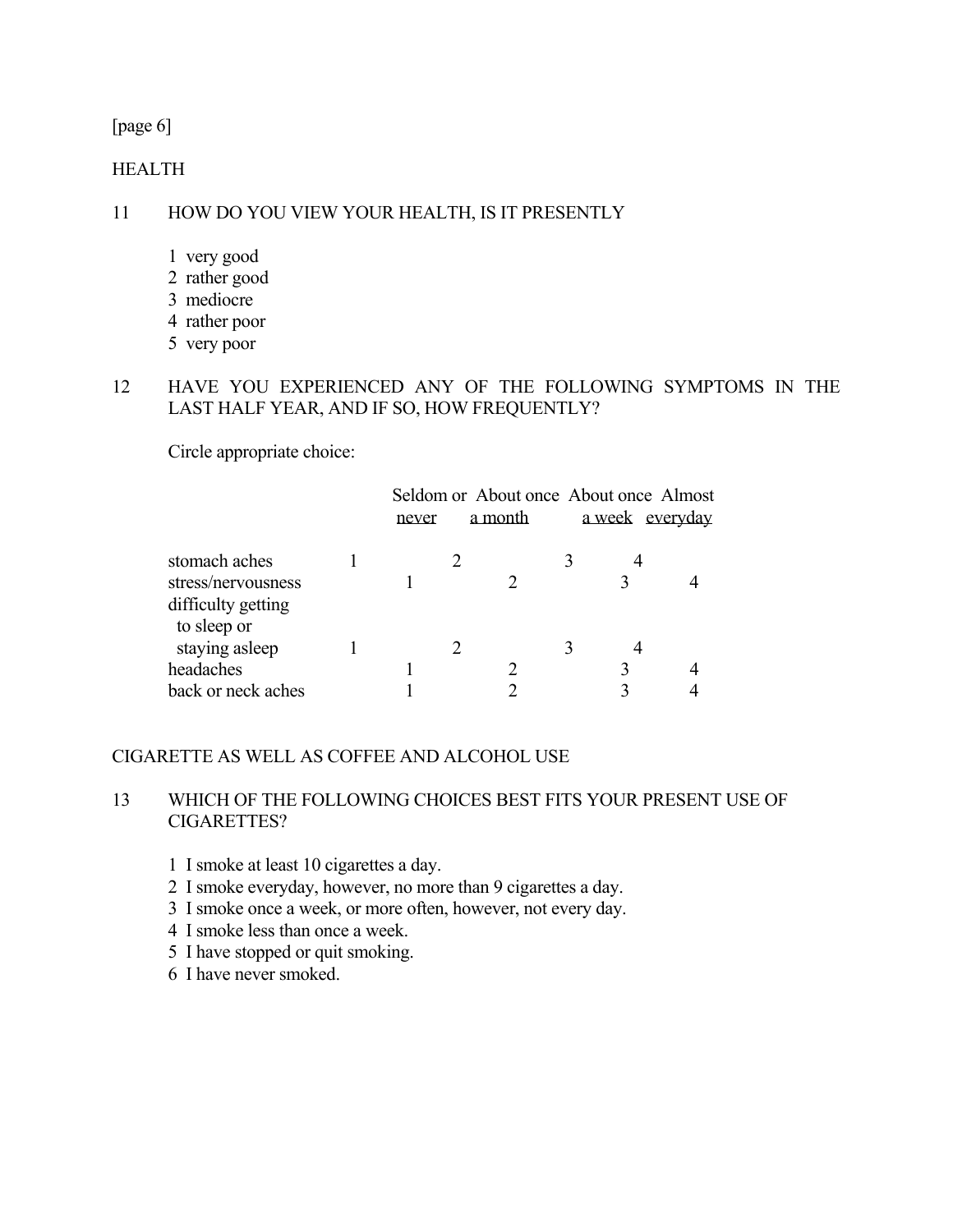[page 6]

## HEALTH

11 HOW DO YOU VIEW YOUR HEALTH, IS IT PRESENTLY

1 very good
2 rather good
3 mediocre
4 rather poor
5 very poor

12 HAVE YOU EXPERIENCED ANY OF THE FOLLOWING SYMPTOMS IN THE LAST HALF YEAR, AND IF SO, HOW FREQUENTLY?

Circle appropriate choice:

| | Seldom or never | About once a month | About once a week | Almost everyday |
|---|---|---|---|---|
| stomach aches | 1 | 2 | 3 | 4 |
| stress/nervousness | 1 | 2 | 3 | 4 |
| difficulty getting to sleep or staying asleep | 1 | 2 | 3 | 4 |
| headaches | 1 | 2 | 3 | 4 |
| back or neck aches | 1 | 2 | 3 | 4 |

## CIGARETTE AS WELL AS COFFEE AND ALCOHOL USE

13 WHICH OF THE FOLLOWING CHOICES BEST FITS YOUR PRESENT USE OF CIGARETTES?

1 I smoke at least 10 cigarettes a day.
2 I smoke everyday, however, no more than 9 cigarettes a day.
3 I smoke once a week, or more often, however, not every day.
4 I smoke less than once a week.
5 I have stopped or quit smoking.
6 I have never smoked.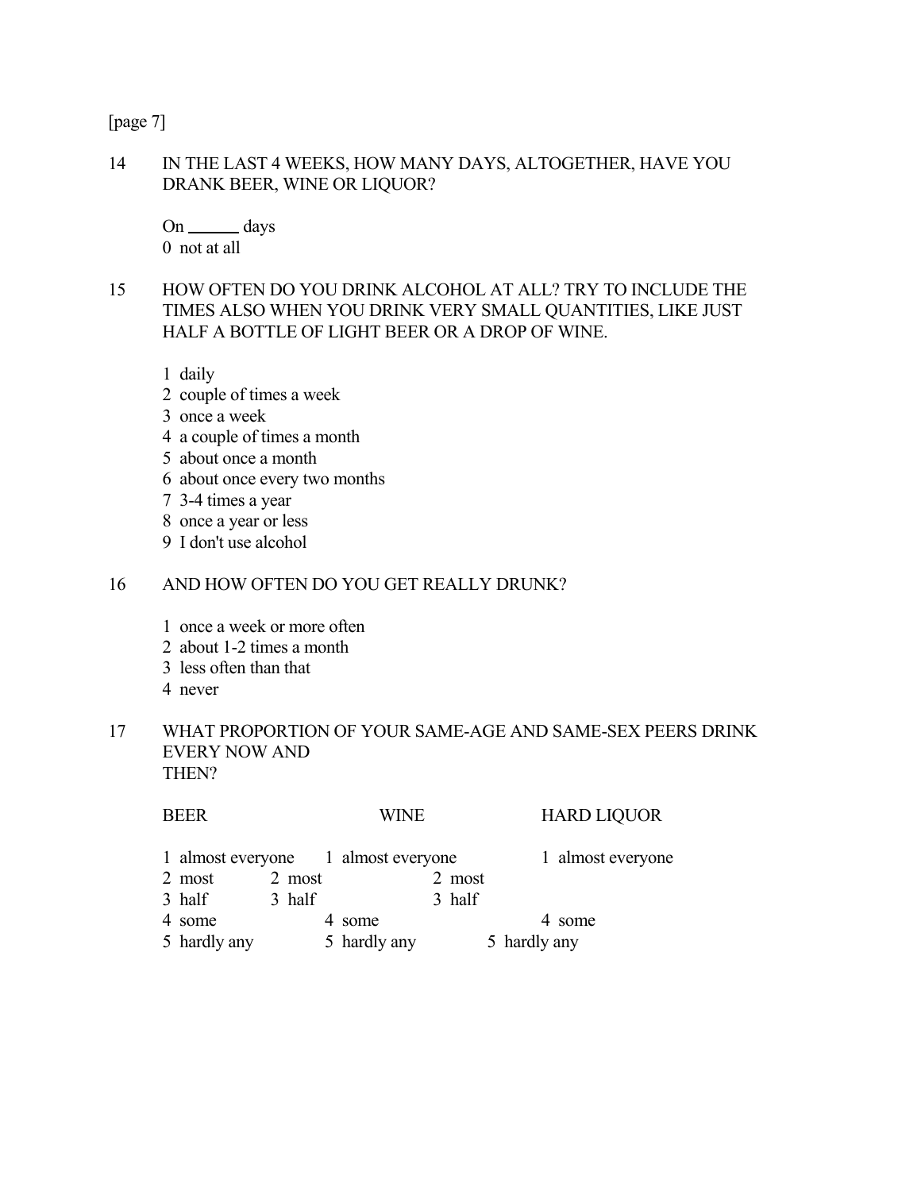[page 7]

14 IN THE LAST 4 WEEKS, HOW MANY DAYS, ALTOGETHER, HAVE YOU DRANK BEER, WINE OR LIQUOR?

On ______ days
0 not at all

15 HOW OFTEN DO YOU DRINK ALCOHOL AT ALL? TRY TO INCLUDE THE TIMES ALSO WHEN YOU DRINK VERY SMALL QUANTITIES, LIKE JUST HALF A BOTTLE OF LIGHT BEER OR A DROP OF WINE.

1 daily
2 couple of times a week
3 once a week
4 a couple of times a month
5 about once a month
6 about once every two months
7 3-4 times a year
8 once a year or less
9 I don't use alcohol

16 AND HOW OFTEN DO YOU GET REALLY DRUNK?

1 once a week or more often
2 about 1-2 times a month
3 less often than that
4 never

17 WHAT PROPORTION OF YOUR SAME-AGE AND SAME-SEX PEERS DRINK EVERY NOW AND THEN?

| BEER | WINE | HARD LIQUOR |
|---|---|---|
| 1 almost everyone | 1 almost everyone | 1 almost everyone |
| 2 most | 2 most | 2 most |
| 3 half | 3 half | 3 half |
| 4 some | 4 some | 4 some |
| 5 hardly any | 5 hardly any | 5 hardly any |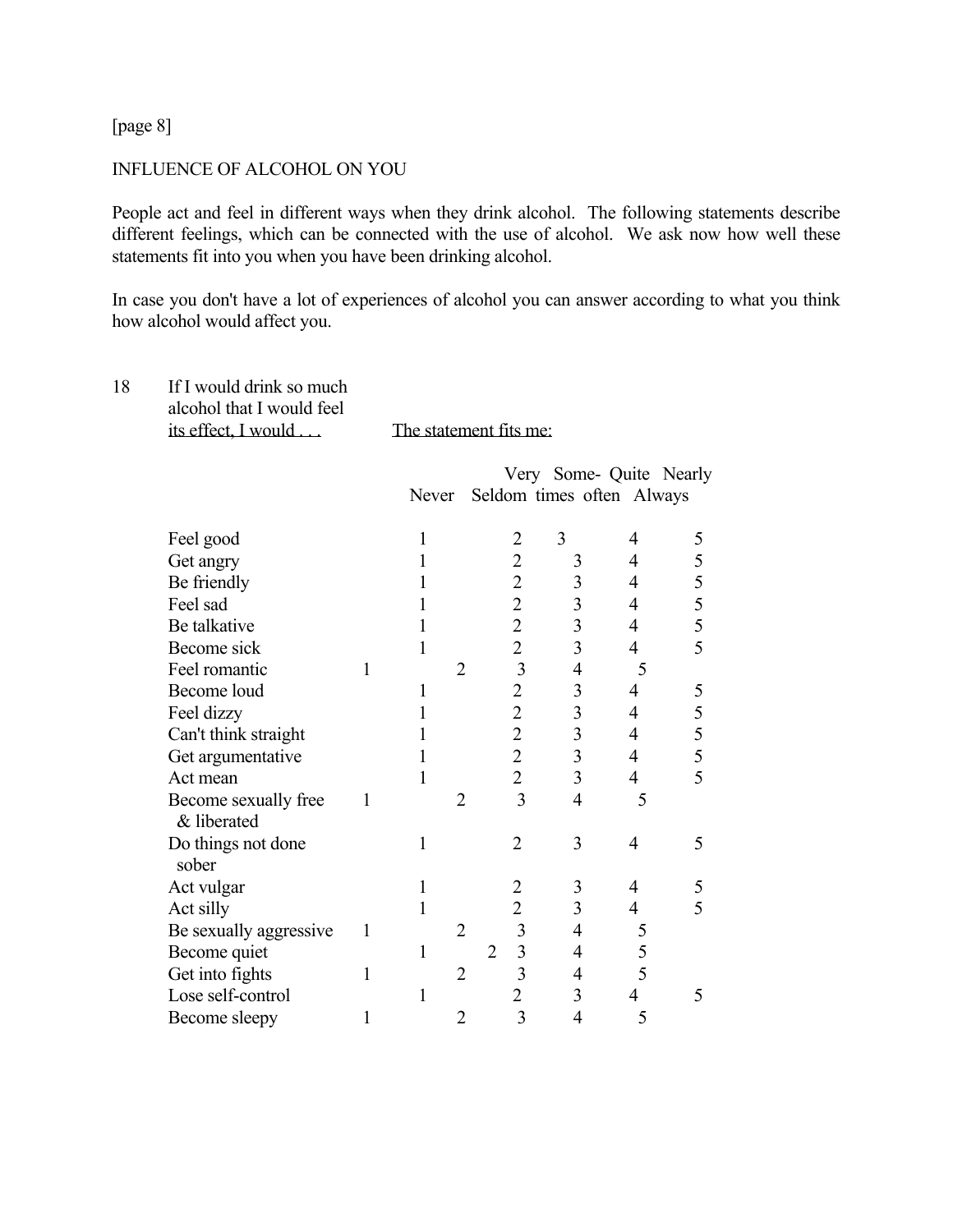[page 8]

INFLUENCE OF ALCOHOL ON YOU

People act and feel in different ways when they drink alcohol. The following statements describe different feelings, which can be connected with the use of alcohol. We ask now how well these statements fit into you when you have been drinking alcohol.

In case you don't have a lot of experiences of alcohol you can answer according to what you think how alcohol would affect you.

18 If I would drink so much alcohol that I would feel its effect, I would . . .

The statement fits me:

| | Never | Very Seldom | Some-times | Quite often | Nearly Always |
|---|---|---|---|---|---|
| Feel good | 1 | 2 | 3 | 4 | 5 |
| Get angry | 1 | 2 | 3 | 4 | 5 |
| Be friendly | 1 | 2 | 3 | 4 | 5 |
| Feel sad | 1 | 2 | 3 | 4 | 5 |
| Be talkative | 1 | 2 | 3 | 4 | 5 |
| Become sick | 1 | 2 | 3 | 4 | 5 |
| Feel romantic | 1 | 2 | 3 | 4 | 5 |
| Become loud | 1 | 2 | 3 | 4 | 5 |
| Feel dizzy | 1 | 2 | 3 | 4 | 5 |
| Can't think straight | 1 | 2 | 3 | 4 | 5 |
| Get argumentative | 1 | 2 | 3 | 4 | 5 |
| Act mean | 1 | 2 | 3 | 4 | 5 |
| Become sexually free & liberated | 1 | 2 | 3 | 4 | 5 |
| Do things not done sober | 1 | 2 | 3 | 4 | 5 |
| Act vulgar | 1 | 2 | 3 | 4 | 5 |
| Act silly | 1 | 2 | 3 | 4 | 5 |
| Be sexually aggressive | 1 | 2 | 3 | 4 | 5 |
| Become quiet | 1 | 2 | 3 | 4 | 5 |
| Get into fights | 1 | 2 | 3 | 4 | 5 |
| Lose self-control | 1 | 2 | 3 | 4 | 5 |
| Become sleepy | 1 | 2 | 3 | 4 | 5 |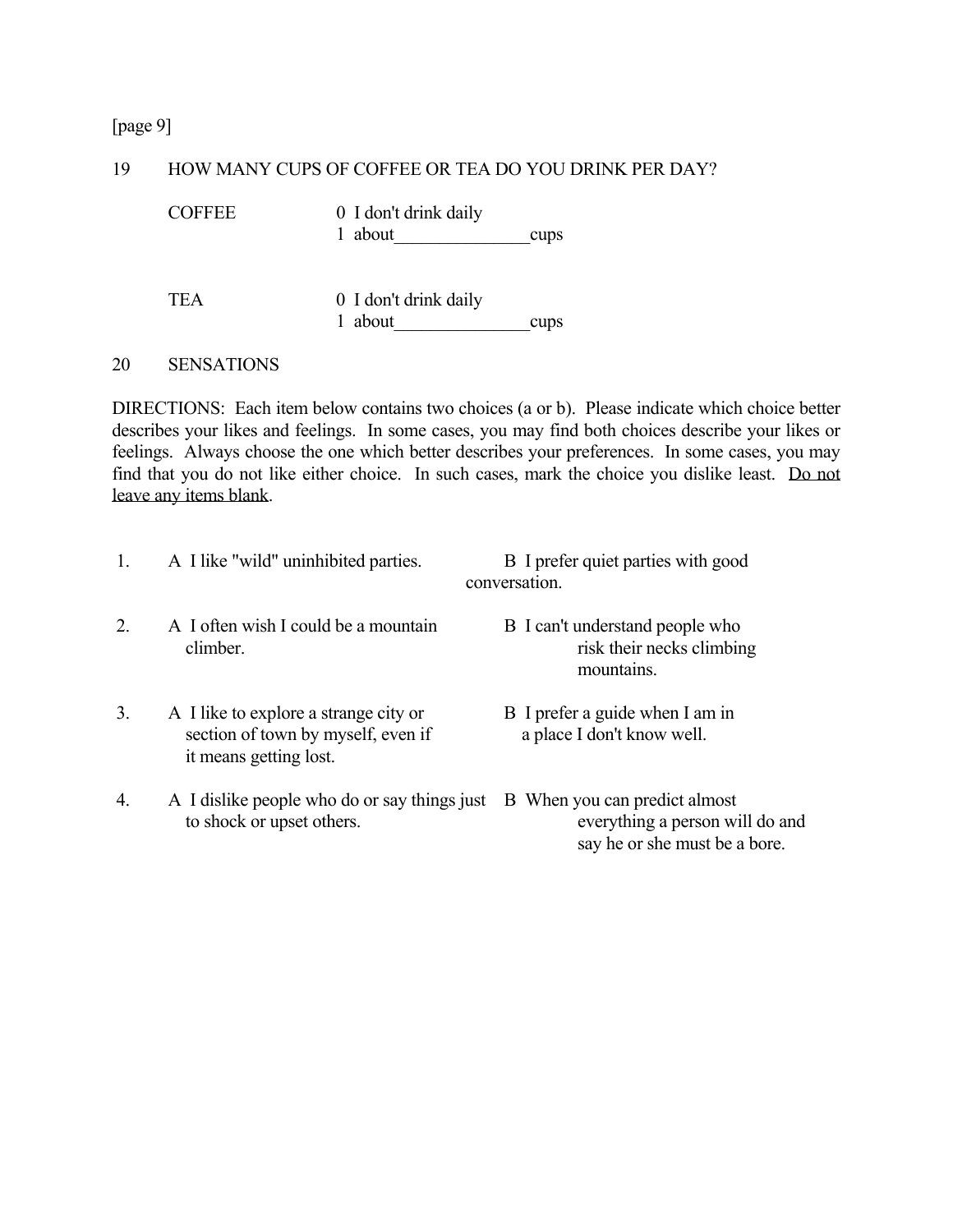[page 9]

19 HOW MANY CUPS OF COFFEE OR TEA DO YOU DRINK PER DAY?

COFFEE
- 0 I don't drink daily
- 1 about_______________cups

TEA
- 0 I don't drink daily
- 1 about_______________cups

20 SENSATIONS

DIRECTIONS: Each item below contains two choices (a or b). Please indicate which choice better describes your likes and feelings. In some cases, you may find both choices describe your likes or feelings. Always choose the one which better describes your preferences. In some cases, you may find that you do not like either choice. In such cases, mark the choice you dislike least. <u>Do not leave any items blank</u>.

| | A | B |
|---|---|---|
| 1. | A I like "wild" uninhibited parties. | B I prefer quiet parties with good conversation. |
| 2. | A I often wish I could be a mountain climber. | B I can't understand people who risk their necks climbing mountains. |
| 3. | A I like to explore a strange city or section of town by myself, even if it means getting lost. | B I prefer a guide when I am in a place I don't know well. |
| 4. | A I dislike people who do or say things just to shock or upset others. | B When you can predict almost everything a person will do and say he or she must be a bore. |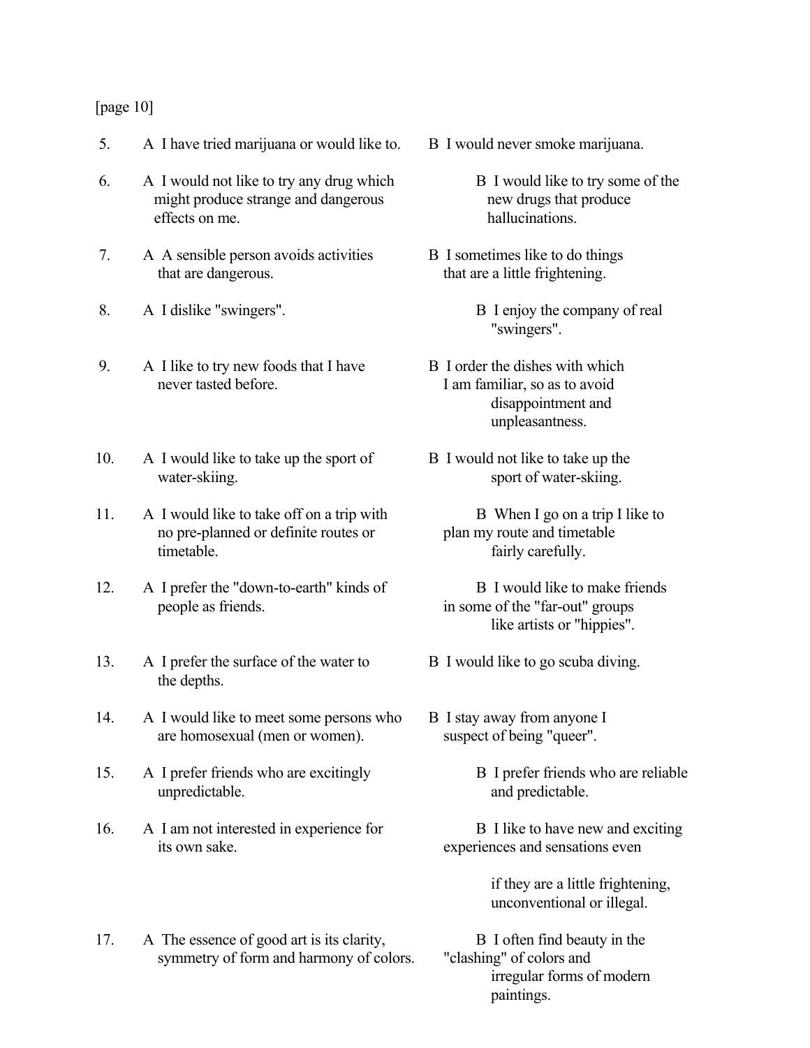[page 10]

5. A I have tried marijuana or would like to. B I would never smoke marijuana.

6. A I would not like to try any drug which might produce strange and dangerous effects on me. B I would like to try some of the new drugs that produce hallucinations.

7. A A sensible person avoids activities that are dangerous. B I sometimes like to do things that are a little frightening.

8. A I dislike "swingers". B I enjoy the company of real "swingers".

9. A I like to try new foods that I have never tasted before. B I order the dishes with which I am familiar, so as to avoid disappointment and unpleasantness.

10. A I would like to take up the sport of water-skiing. B I would not like to take up the sport of water-skiing.

11. A I would like to take off on a trip with no pre-planned or definite routes or timetable. B When I go on a trip I like to plan my route and timetable fairly carefully.

12. A I prefer the "down-to-earth" kinds of people as friends. B I would like to make friends in some of the "far-out" groups like artists or "hippies".

13. A I prefer the surface of the water to the depths. B I would like to go scuba diving.

14. A I would like to meet some persons who are homosexual (men or women). B I stay away from anyone I suspect of being "queer".

15. A I prefer friends who are excitingly unpredictable. B I prefer friends who are reliable and predictable.

16. A I am not interested in experience for its own sake. B I like to have new and exciting experiences and sensations even if they are a little frightening, unconventional or illegal.

17. A The essence of good art is its clarity, symmetry of form and harmony of colors. B I often find beauty in the "clashing" of colors and irregular forms of modern paintings.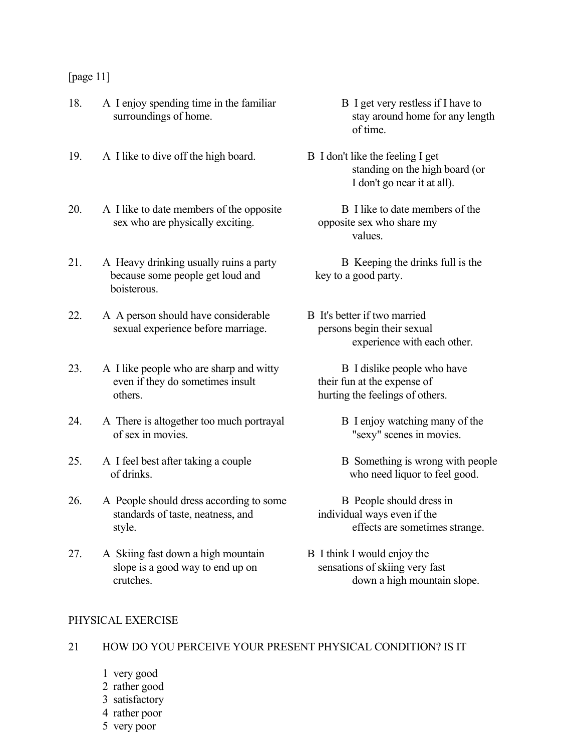[page 11]

18. A I enjoy spending time in the familiar surroundings of home. — B I get very restless if I have to stay around home for any length of time.

19. A I like to dive off the high board. — B I don't like the feeling I get standing on the high board (or I don't go near it at all).

20. A I like to date members of the opposite sex who are physically exciting. — B I like to date members of the opposite sex who share my values.

21. A Heavy drinking usually ruins a party because some people get loud and boisterous. — B Keeping the drinks full is the key to a good party.

22. A A person should have considerable sexual experience before marriage. — B It's better if two married persons begin their sexual experience with each other.

23. A I like people who are sharp and witty even if they do sometimes insult others. — B I dislike people who have their fun at the expense of hurting the feelings of others.

24. A There is altogether too much portrayal of sex in movies. — B I enjoy watching many of the "sexy" scenes in movies.

25. A I feel best after taking a couple of drinks. — B Something is wrong with people who need liquor to feel good.

26. A People should dress according to some standards of taste, neatness, and style. — B People should dress in individual ways even if the effects are sometimes strange.

27. A Skiing fast down a high mountain slope is a good way to end up on crutches. — B I think I would enjoy the sensations of skiing very fast down a high mountain slope.

PHYSICAL EXERCISE

21 HOW DO YOU PERCEIVE YOUR PRESENT PHYSICAL CONDITION? IS IT

1 very good
2 rather good
3 satisfactory
4 rather poor
5 very poor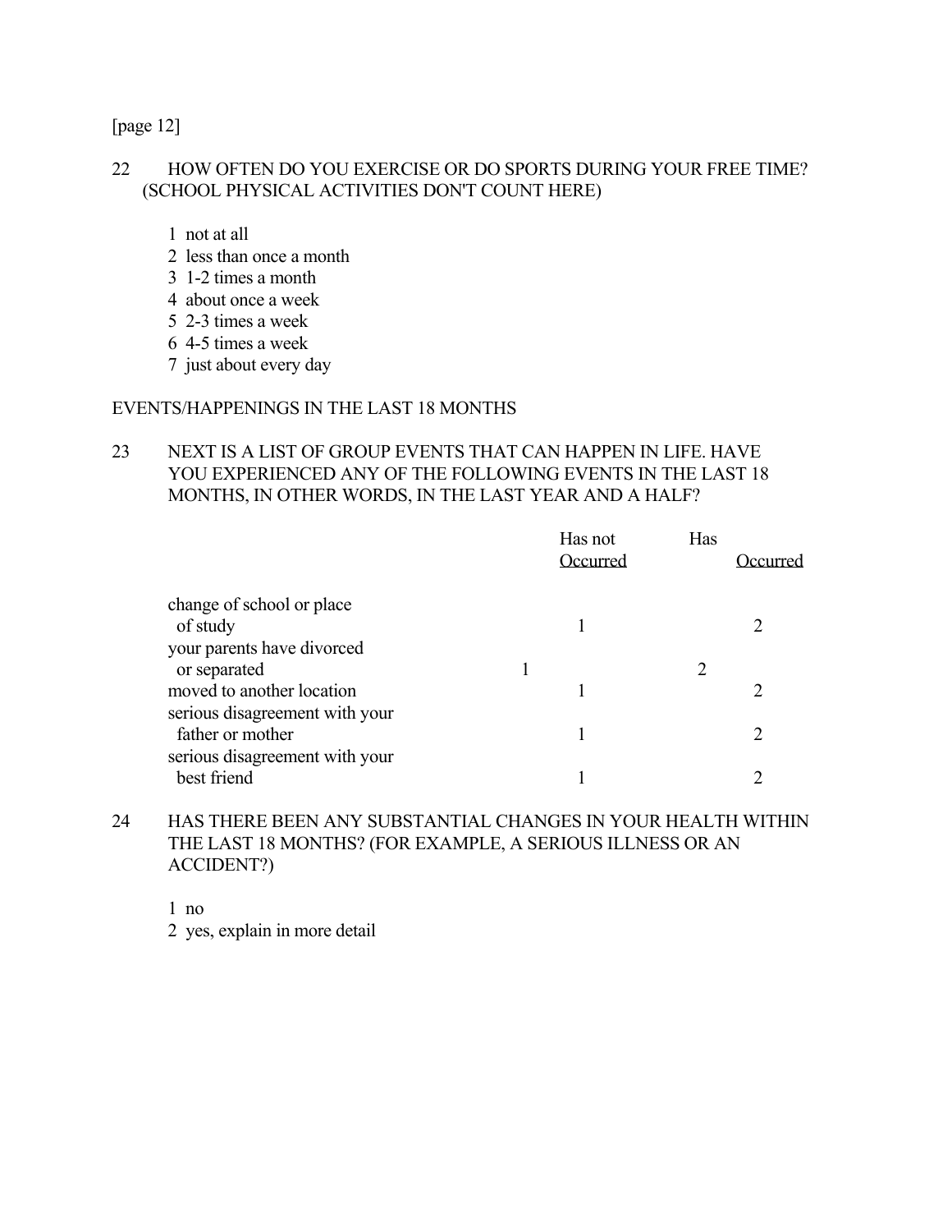[page 12]

22 HOW OFTEN DO YOU EXERCISE OR DO SPORTS DURING YOUR FREE TIME? (SCHOOL PHYSICAL ACTIVITIES DON'T COUNT HERE)

1 not at all
2 less than once a month
3 1-2 times a month
4 about once a week
5 2-3 times a week
6 4-5 times a week
7 just about every day

EVENTS/HAPPENINGS IN THE LAST 18 MONTHS

23 NEXT IS A LIST OF GROUP EVENTS THAT CAN HAPPEN IN LIFE. HAVE YOU EXPERIENCED ANY OF THE FOLLOWING EVENTS IN THE LAST 18 MONTHS, IN OTHER WORDS, IN THE LAST YEAR AND A HALF?

| | Has not Occurred | Has Occurred |
|---|---|---|
| change of school or place of study | 1 | 2 |
| your parents have divorced or separated | 1 | 2 |
| moved to another location | 1 | 2 |
| serious disagreement with your father or mother | 1 | 2 |
| serious disagreement with your best friend | 1 | 2 |

24 HAS THERE BEEN ANY SUBSTANTIAL CHANGES IN YOUR HEALTH WITHIN THE LAST 18 MONTHS? (FOR EXAMPLE, A SERIOUS ILLNESS OR AN ACCIDENT?)

1 no
2 yes, explain in more detail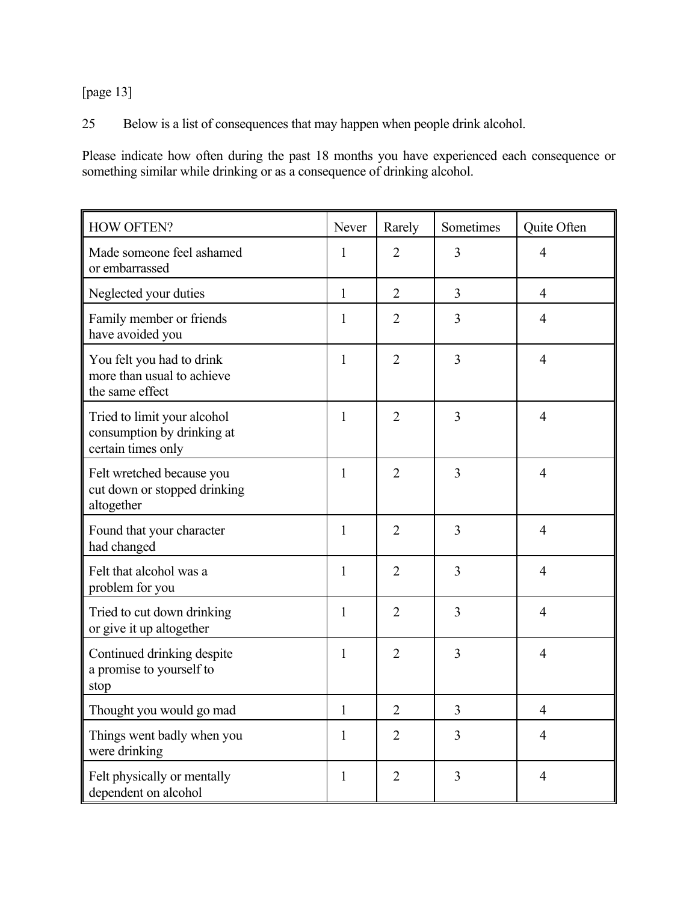[page 13]

25 Below is a list of consequences that may happen when people drink alcohol.

Please indicate how often during the past 18 months you have experienced each consequence or something similar while drinking or as a consequence of drinking alcohol.

| HOW OFTEN? | Never | Rarely | Sometimes | Quite Often |
|---|---|---|---|---|
| Made someone feel ashamed or embarrassed | 1 | 2 | 3 | 4 |
| Neglected your duties | 1 | 2 | 3 | 4 |
| Family member or friends have avoided you | 1 | 2 | 3 | 4 |
| You felt you had to drink more than usual to achieve the same effect | 1 | 2 | 3 | 4 |
| Tried to limit your alcohol consumption by drinking at certain times only | 1 | 2 | 3 | 4 |
| Felt wretched because you cut down or stopped drinking altogether | 1 | 2 | 3 | 4 |
| Found that your character had changed | 1 | 2 | 3 | 4 |
| Felt that alcohol was a problem for you | 1 | 2 | 3 | 4 |
| Tried to cut down drinking or give it up altogether | 1 | 2 | 3 | 4 |
| Continued drinking despite a promise to yourself to stop | 1 | 2 | 3 | 4 |
| Thought you would go mad | 1 | 2 | 3 | 4 |
| Things went badly when you were drinking | 1 | 2 | 3 | 4 |
| Felt physically or mentally dependent on alcohol | 1 | 2 | 3 | 4 |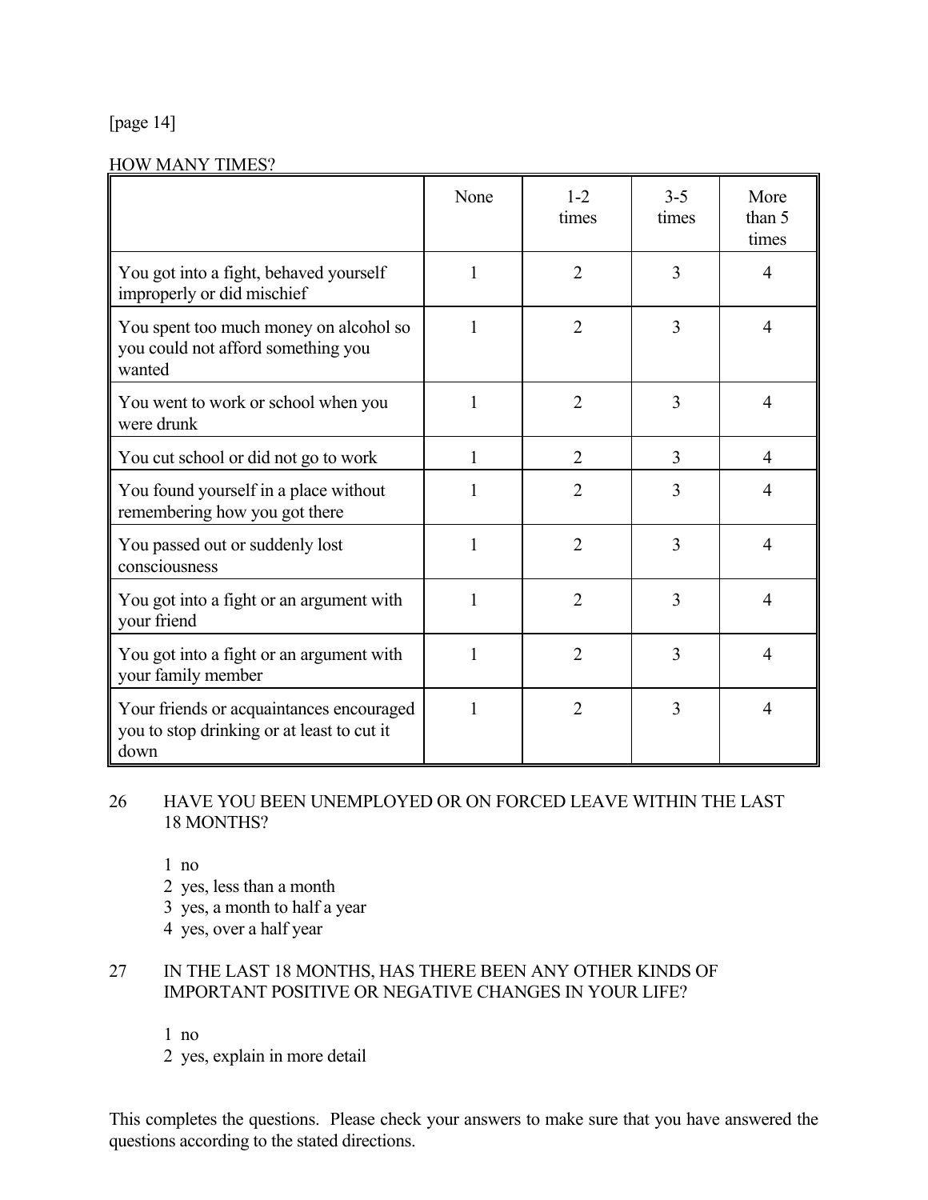[page 14]

HOW MANY TIMES?

| | None | 1-2 times | 3-5 times | More than 5 times |
|---|---|---|---|---|
| You got into a fight, behaved yourself improperly or did mischief | 1 | 2 | 3 | 4 |
| You spent too much money on alcohol so you could not afford something you wanted | 1 | 2 | 3 | 4 |
| You went to work or school when you were drunk | 1 | 2 | 3 | 4 |
| You cut school or did not go to work | 1 | 2 | 3 | 4 |
| You found yourself in a place without remembering how you got there | 1 | 2 | 3 | 4 |
| You passed out or suddenly lost consciousness | 1 | 2 | 3 | 4 |
| You got into a fight or an argument with your friend | 1 | 2 | 3 | 4 |
| You got into a fight or an argument with your family member | 1 | 2 | 3 | 4 |
| Your friends or acquaintances encouraged you to stop drinking or at least to cut it down | 1 | 2 | 3 | 4 |

26 HAVE YOU BEEN UNEMPLOYED OR ON FORCED LEAVE WITHIN THE LAST 18 MONTHS?

1 no
2 yes, less than a month
3 yes, a month to half a year
4 yes, over a half year

27 IN THE LAST 18 MONTHS, HAS THERE BEEN ANY OTHER KINDS OF IMPORTANT POSITIVE OR NEGATIVE CHANGES IN YOUR LIFE?

1 no
2 yes, explain in more detail

This completes the questions. Please check your answers to make sure that you have answered the questions according to the stated directions.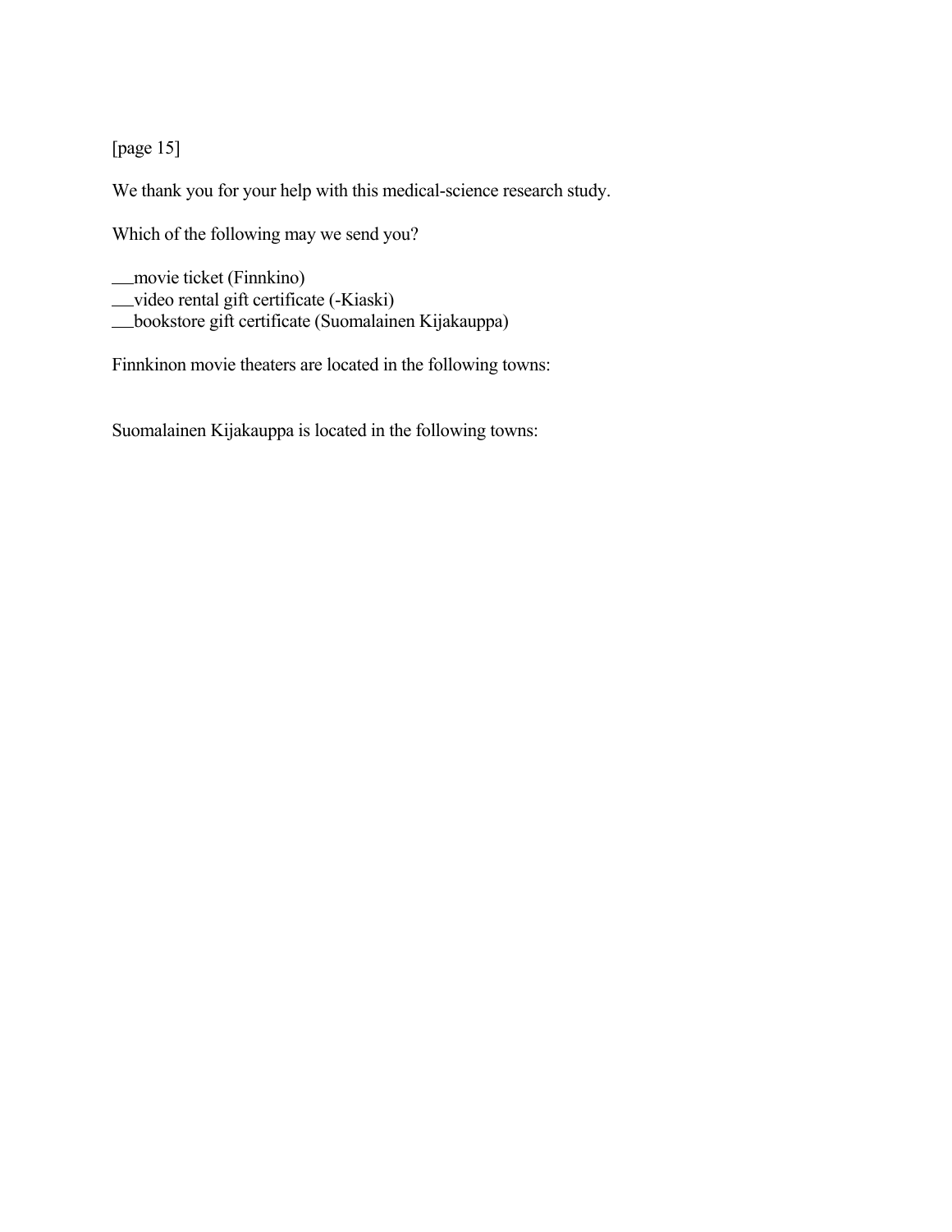[page 15]

We thank you for your help with this medical-science research study.

Which of the following may we send you?

___movie ticket (Finnkino)
___video rental gift certificate (-Kiaski)
___bookstore gift certificate (Suomalainen Kijakauppa)

Finnkinon movie theaters are located in the following towns:

Suomalainen Kijakauppa is located in the following towns: